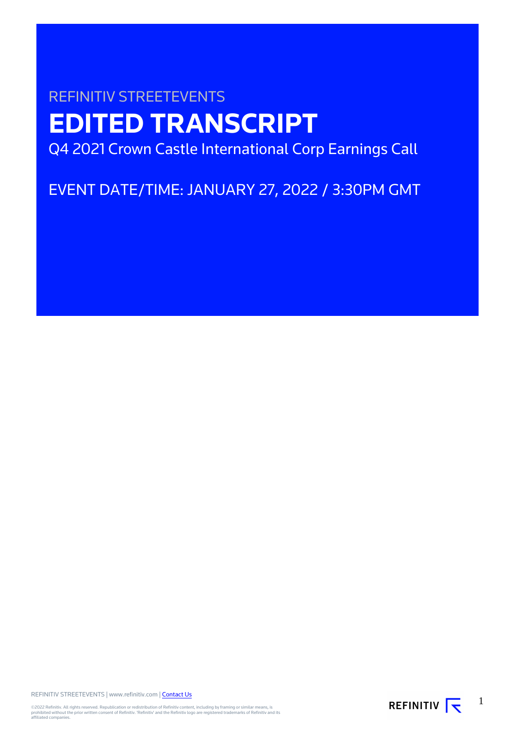REFINITIV STREETEVENTS

# EDITED TRANSCRIPT

Q4 2021 Crown Castle International Corp Earnings Call

EVENT DATE/TIME: JANUARY 27, 2022 / 3:30PM GMT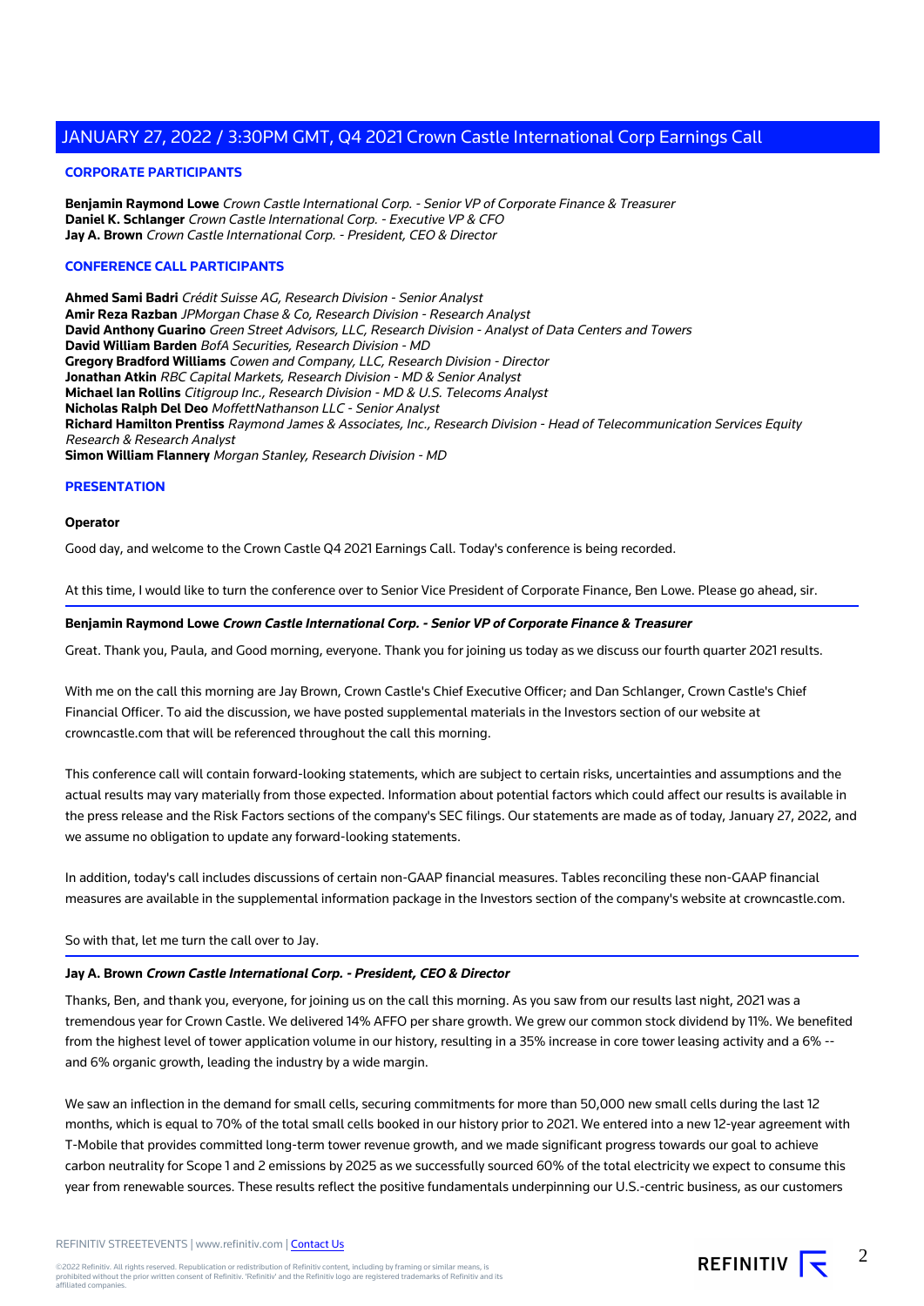## JANUARY 27, 2022 / 3:30PM GMT, Q4 2021 Crown Castle International Corp Earnings Call

### CORPORATE PARTICIPANTS

**Benjamin Raymond Lowe** *Crown Castle International Corp. - Senior VP of Corporate Finance & Treasurer*
**Daniel K. Schlanger** *Crown Castle International Corp. - Executive VP & CFO*
**Jay A. Brown** *Crown Castle International Corp. - President, CEO & Director*

### CONFERENCE CALL PARTICIPANTS

**Ahmed Sami Badri** *Crédit Suisse AG, Research Division - Senior Analyst*
**Amir Reza Razban** *JPMorgan Chase & Co, Research Division - Research Analyst*
**David Anthony Guarino** *Green Street Advisors, LLC, Research Division - Analyst of Data Centers and Towers*
**David William Barden** *BofA Securities, Research Division - MD*
**Gregory Bradford Williams** *Cowen and Company, LLC, Research Division - Director*
**Jonathan Atkin** *RBC Capital Markets, Research Division - MD & Senior Analyst*
**Michael Ian Rollins** *Citigroup Inc., Research Division - MD & U.S. Telecoms Analyst*
**Nicholas Ralph Del Deo** *MoffettNathanson LLC - Senior Analyst*
**Richard Hamilton Prentiss** *Raymond James & Associates, Inc., Research Division - Head of Telecommunication Services Equity Research & Research Analyst*
**Simon William Flannery** *Morgan Stanley, Research Division - MD*

### PRESENTATION

**Operator**

Good day, and welcome to the Crown Castle Q4 2021 Earnings Call. Today's conference is being recorded.

At this time, I would like to turn the conference over to Senior Vice President of Corporate Finance, Ben Lowe. Please go ahead, sir.

**Benjamin Raymond Lowe** ***Crown Castle International Corp. - Senior VP of Corporate Finance & Treasurer***

Great. Thank you, Paula, and Good morning, everyone. Thank you for joining us today as we discuss our fourth quarter 2021 results.

With me on the call this morning are Jay Brown, Crown Castle's Chief Executive Officer; and Dan Schlanger, Crown Castle's Chief Financial Officer. To aid the discussion, we have posted supplemental materials in the Investors section of our website at crowncastle.com that will be referenced throughout the call this morning.

This conference call will contain forward-looking statements, which are subject to certain risks, uncertainties and assumptions and the actual results may vary materially from those expected. Information about potential factors which could affect our results is available in the press release and the Risk Factors sections of the company's SEC filings. Our statements are made as of today, January 27, 2022, and we assume no obligation to update any forward-looking statements.

In addition, today's call includes discussions of certain non-GAAP financial measures. Tables reconciling these non-GAAP financial measures are available in the supplemental information package in the Investors section of the company's website at crowncastle.com.

So with that, let me turn the call over to Jay.

**Jay A. Brown** ***Crown Castle International Corp. - President, CEO & Director***

Thanks, Ben, and thank you, everyone, for joining us on the call this morning. As you saw from our results last night, 2021 was a tremendous year for Crown Castle. We delivered 14% AFFO per share growth. We grew our common stock dividend by 11%. We benefited from the highest level of tower application volume in our history, resulting in a 35% increase in core tower leasing activity and a 6% -- and 6% organic growth, leading the industry by a wide margin.

We saw an inflection in the demand for small cells, securing commitments for more than 50,000 new small cells during the last 12 months, which is equal to 70% of the total small cells booked in our history prior to 2021. We entered into a new 12-year agreement with T-Mobile that provides committed long-term tower revenue growth, and we made significant progress towards our goal to achieve carbon neutrality for Scope 1 and 2 emissions by 2025 as we successfully sourced 60% of the total electricity we expect to consume this year from renewable sources. These results reflect the positive fundamentals underpinning our U.S.-centric business, as our customers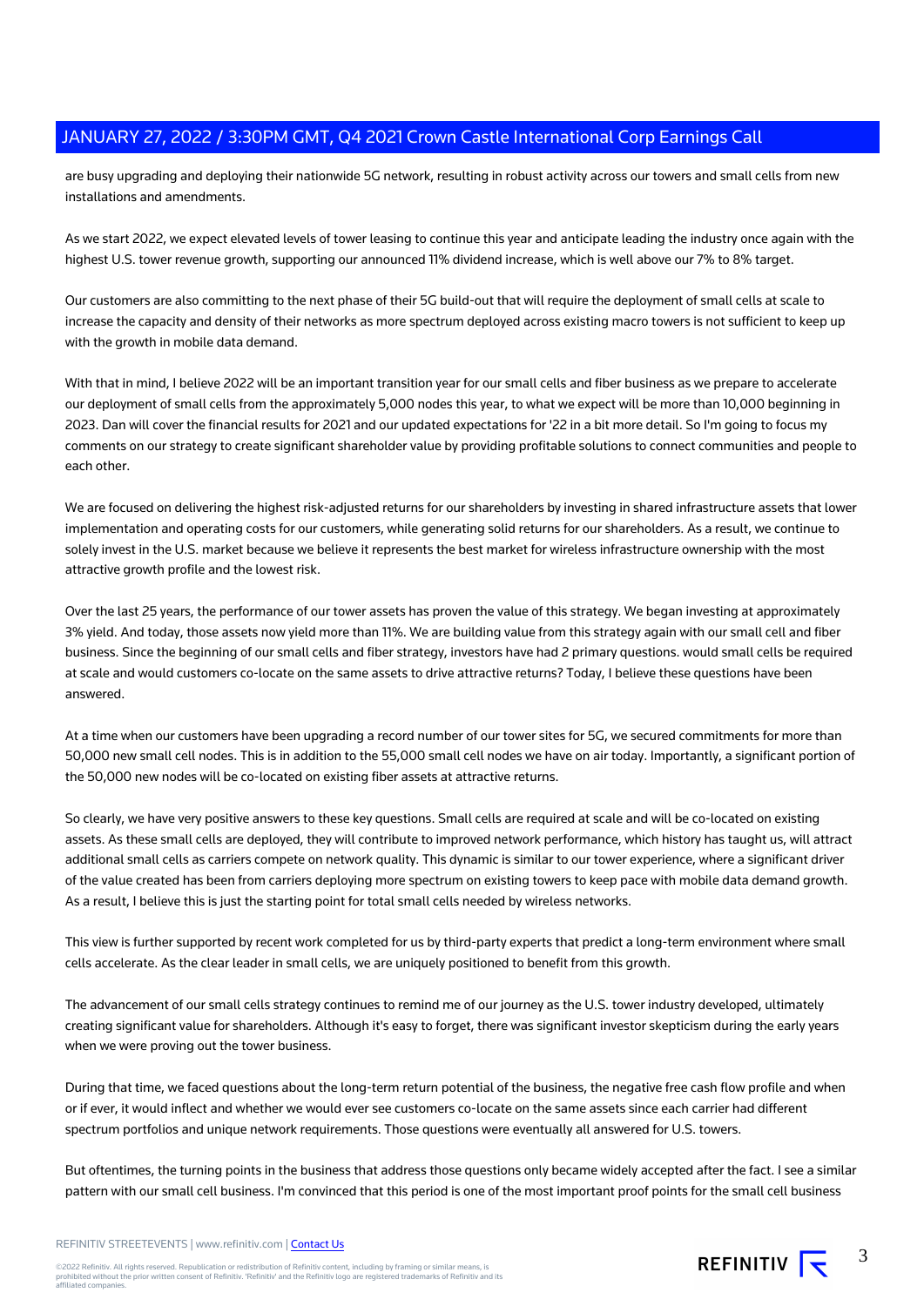are busy upgrading and deploying their nationwide 5G network, resulting in robust activity across our towers and small cells from new installations and amendments.

As we start 2022, we expect elevated levels of tower leasing to continue this year and anticipate leading the industry once again with the highest U.S. tower revenue growth, supporting our announced 11% dividend increase, which is well above our 7% to 8% target.

Our customers are also committing to the next phase of their 5G build-out that will require the deployment of small cells at scale to increase the capacity and density of their networks as more spectrum deployed across existing macro towers is not sufficient to keep up with the growth in mobile data demand.

With that in mind, I believe 2022 will be an important transition year for our small cells and fiber business as we prepare to accelerate our deployment of small cells from the approximately 5,000 nodes this year, to what we expect will be more than 10,000 beginning in 2023. Dan will cover the financial results for 2021 and our updated expectations for '22 in a bit more detail. So I'm going to focus my comments on our strategy to create significant shareholder value by providing profitable solutions to connect communities and people to each other.

We are focused on delivering the highest risk-adjusted returns for our shareholders by investing in shared infrastructure assets that lower implementation and operating costs for our customers, while generating solid returns for our shareholders. As a result, we continue to solely invest in the U.S. market because we believe it represents the best market for wireless infrastructure ownership with the most attractive growth profile and the lowest risk.

Over the last 25 years, the performance of our tower assets has proven the value of this strategy. We began investing at approximately 3% yield. And today, those assets now yield more than 11%. We are building value from this strategy again with our small cell and fiber business. Since the beginning of our small cells and fiber strategy, investors have had 2 primary questions. would small cells be required at scale and would customers co-locate on the same assets to drive attractive returns? Today, I believe these questions have been answered.

At a time when our customers have been upgrading a record number of our tower sites for 5G, we secured commitments for more than 50,000 new small cell nodes. This is in addition to the 55,000 small cell nodes we have on air today. Importantly, a significant portion of the 50,000 new nodes will be co-located on existing fiber assets at attractive returns.

So clearly, we have very positive answers to these key questions. Small cells are required at scale and will be co-located on existing assets. As these small cells are deployed, they will contribute to improved network performance, which history has taught us, will attract additional small cells as carriers compete on network quality. This dynamic is similar to our tower experience, where a significant driver of the value created has been from carriers deploying more spectrum on existing towers to keep pace with mobile data demand growth. As a result, I believe this is just the starting point for total small cells needed by wireless networks.

This view is further supported by recent work completed for us by third-party experts that predict a long-term environment where small cells accelerate. As the clear leader in small cells, we are uniquely positioned to benefit from this growth.

The advancement of our small cells strategy continues to remind me of our journey as the U.S. tower industry developed, ultimately creating significant value for shareholders. Although it's easy to forget, there was significant investor skepticism during the early years when we were proving out the tower business.

During that time, we faced questions about the long-term return potential of the business, the negative free cash flow profile and when or if ever, it would inflect and whether we would ever see customers co-locate on the same assets since each carrier had different spectrum portfolios and unique network requirements. Those questions were eventually all answered for U.S. towers.

But oftentimes, the turning points in the business that address those questions only became widely accepted after the fact. I see a similar pattern with our small cell business. I'm convinced that this period is one of the most important proof points for the small cell business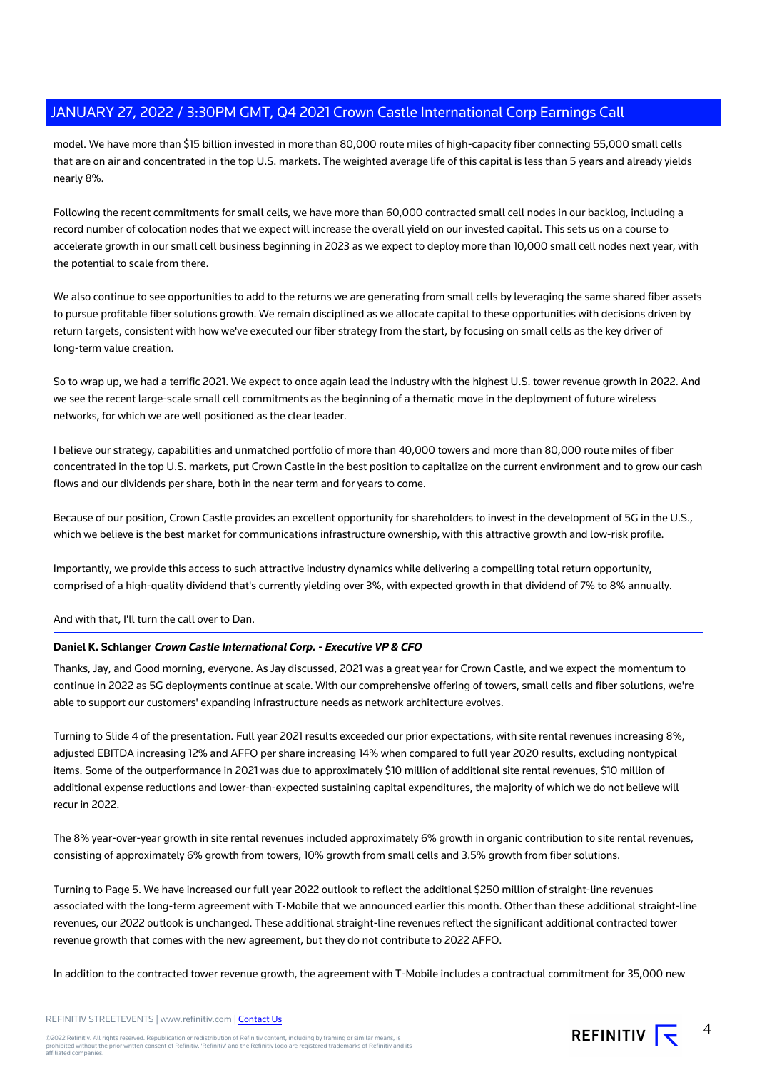model. We have more than $15 billion invested in more than 80,000 route miles of high-capacity fiber connecting 55,000 small cells that are on air and concentrated in the top U.S. markets. The weighted average life of this capital is less than 5 years and already yields nearly 8%.

Following the recent commitments for small cells, we have more than 60,000 contracted small cell nodes in our backlog, including a record number of colocation nodes that we expect will increase the overall yield on our invested capital. This sets us on a course to accelerate growth in our small cell business beginning in 2023 as we expect to deploy more than 10,000 small cell nodes next year, with the potential to scale from there.

We also continue to see opportunities to add to the returns we are generating from small cells by leveraging the same shared fiber assets to pursue profitable fiber solutions growth. We remain disciplined as we allocate capital to these opportunities with decisions driven by return targets, consistent with how we've executed our fiber strategy from the start, by focusing on small cells as the key driver of long-term value creation.

So to wrap up, we had a terrific 2021. We expect to once again lead the industry with the highest U.S. tower revenue growth in 2022. And we see the recent large-scale small cell commitments as the beginning of a thematic move in the deployment of future wireless networks, for which we are well positioned as the clear leader.

I believe our strategy, capabilities and unmatched portfolio of more than 40,000 towers and more than 80,000 route miles of fiber concentrated in the top U.S. markets, put Crown Castle in the best position to capitalize on the current environment and to grow our cash flows and our dividends per share, both in the near term and for years to come.

Because of our position, Crown Castle provides an excellent opportunity for shareholders to invest in the development of 5G in the U.S., which we believe is the best market for communications infrastructure ownership, with this attractive growth and low-risk profile.

Importantly, we provide this access to such attractive industry dynamics while delivering a compelling total return opportunity, comprised of a high-quality dividend that's currently yielding over 3%, with expected growth in that dividend of 7% to 8% annually.

And with that, I'll turn the call over to Dan.

---

**Daniel K. Schlanger** ***Crown Castle International Corp. - Executive VP & CFO***

Thanks, Jay, and Good morning, everyone. As Jay discussed, 2021 was a great year for Crown Castle, and we expect the momentum to continue in 2022 as 5G deployments continue at scale. With our comprehensive offering of towers, small cells and fiber solutions, we're able to support our customers' expanding infrastructure needs as network architecture evolves.

Turning to Slide 4 of the presentation. Full year 2021 results exceeded our prior expectations, with site rental revenues increasing 8%, adjusted EBITDA increasing 12% and AFFO per share increasing 14% when compared to full year 2020 results, excluding nontypical items. Some of the outperformance in 2021 was due to approximately $10 million of additional site rental revenues, $10 million of additional expense reductions and lower-than-expected sustaining capital expenditures, the majority of which we do not believe will recur in 2022.

The 8% year-over-year growth in site rental revenues included approximately 6% growth in organic contribution to site rental revenues, consisting of approximately 6% growth from towers, 10% growth from small cells and 3.5% growth from fiber solutions.

Turning to Page 5. We have increased our full year 2022 outlook to reflect the additional $250 million of straight-line revenues associated with the long-term agreement with T-Mobile that we announced earlier this month. Other than these additional straight-line revenues, our 2022 outlook is unchanged. These additional straight-line revenues reflect the significant additional contracted tower revenue growth that comes with the new agreement, but they do not contribute to 2022 AFFO.

In addition to the contracted tower revenue growth, the agreement with T-Mobile includes a contractual commitment for 35,000 new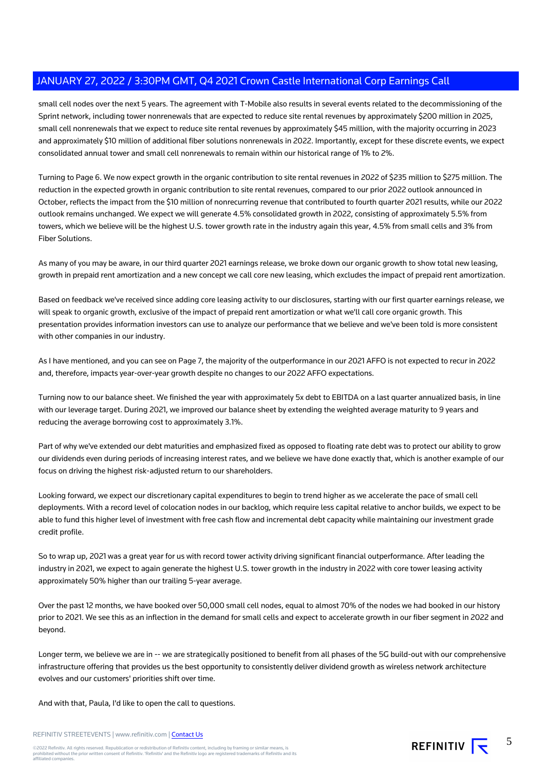small cell nodes over the next 5 years. The agreement with T-Mobile also results in several events related to the decommissioning of the Sprint network, including tower nonrenewals that are expected to reduce site rental revenues by approximately $200 million in 2025, small cell nonrenewals that we expect to reduce site rental revenues by approximately $45 million, with the majority occurring in 2023 and approximately $10 million of additional fiber solutions nonrenewals in 2022. Importantly, except for these discrete events, we expect consolidated annual tower and small cell nonrenewals to remain within our historical range of 1% to 2%.

Turning to Page 6. We now expect growth in the organic contribution to site rental revenues in 2022 of $235 million to $275 million. The reduction in the expected growth in organic contribution to site rental revenues, compared to our prior 2022 outlook announced in October, reflects the impact from the $10 million of nonrecurring revenue that contributed to fourth quarter 2021 results, while our 2022 outlook remains unchanged. We expect we will generate 4.5% consolidated growth in 2022, consisting of approximately 5.5% from towers, which we believe will be the highest U.S. tower growth rate in the industry again this year, 4.5% from small cells and 3% from Fiber Solutions.

As many of you may be aware, in our third quarter 2021 earnings release, we broke down our organic growth to show total new leasing, growth in prepaid rent amortization and a new concept we call core new leasing, which excludes the impact of prepaid rent amortization.

Based on feedback we've received since adding core leasing activity to our disclosures, starting with our first quarter earnings release, we will speak to organic growth, exclusive of the impact of prepaid rent amortization or what we'll call core organic growth. This presentation provides information investors can use to analyze our performance that we believe and we've been told is more consistent with other companies in our industry.

As I have mentioned, and you can see on Page 7, the majority of the outperformance in our 2021 AFFO is not expected to recur in 2022 and, therefore, impacts year-over-year growth despite no changes to our 2022 AFFO expectations.

Turning now to our balance sheet. We finished the year with approximately 5x debt to EBITDA on a last quarter annualized basis, in line with our leverage target. During 2021, we improved our balance sheet by extending the weighted average maturity to 9 years and reducing the average borrowing cost to approximately 3.1%.

Part of why we've extended our debt maturities and emphasized fixed as opposed to floating rate debt was to protect our ability to grow our dividends even during periods of increasing interest rates, and we believe we have done exactly that, which is another example of our focus on driving the highest risk-adjusted return to our shareholders.

Looking forward, we expect our discretionary capital expenditures to begin to trend higher as we accelerate the pace of small cell deployments. With a record level of colocation nodes in our backlog, which require less capital relative to anchor builds, we expect to be able to fund this higher level of investment with free cash flow and incremental debt capacity while maintaining our investment grade credit profile.

So to wrap up, 2021 was a great year for us with record tower activity driving significant financial outperformance. After leading the industry in 2021, we expect to again generate the highest U.S. tower growth in the industry in 2022 with core tower leasing activity approximately 50% higher than our trailing 5-year average.

Over the past 12 months, we have booked over 50,000 small cell nodes, equal to almost 70% of the nodes we had booked in our history prior to 2021. We see this as an inflection in the demand for small cells and expect to accelerate growth in our fiber segment in 2022 and beyond.

Longer term, we believe we are in -- we are strategically positioned to benefit from all phases of the 5G build-out with our comprehensive infrastructure offering that provides us the best opportunity to consistently deliver dividend growth as wireless network architecture evolves and our customers' priorities shift over time.

And with that, Paula, I'd like to open the call to questions.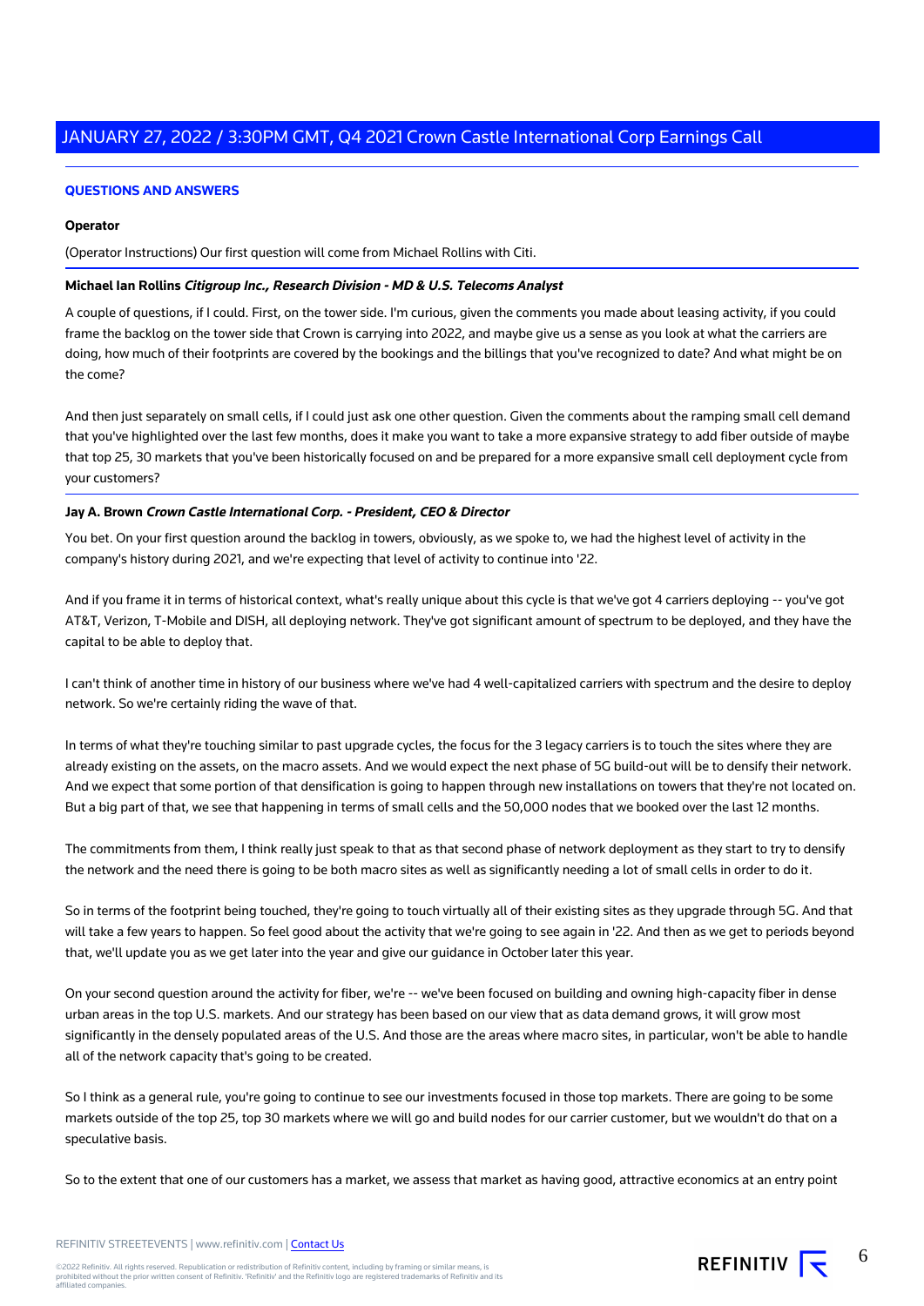## QUESTIONS AND ANSWERS

**Operator**

(Operator Instructions) Our first question will come from Michael Rollins with Citi.

**Michael Ian Rollins** ***Citigroup Inc., Research Division - MD & U.S. Telecoms Analyst***

A couple of questions, if I could. First, on the tower side. I'm curious, given the comments you made about leasing activity, if you could frame the backlog on the tower side that Crown is carrying into 2022, and maybe give us a sense as you look at what the carriers are doing, how much of their footprints are covered by the bookings and the billings that you've recognized to date? And what might be on the come?

And then just separately on small cells, if I could just ask one other question. Given the comments about the ramping small cell demand that you've highlighted over the last few months, does it make you want to take a more expansive strategy to add fiber outside of maybe that top 25, 30 markets that you've been historically focused on and be prepared for a more expansive small cell deployment cycle from your customers?

**Jay A. Brown** ***Crown Castle International Corp. - President, CEO & Director***

You bet. On your first question around the backlog in towers, obviously, as we spoke to, we had the highest level of activity in the company's history during 2021, and we're expecting that level of activity to continue into '22.

And if you frame it in terms of historical context, what's really unique about this cycle is that we've got 4 carriers deploying -- you've got AT&T, Verizon, T-Mobile and DISH, all deploying network. They've got significant amount of spectrum to be deployed, and they have the capital to be able to deploy that.

I can't think of another time in history of our business where we've had 4 well-capitalized carriers with spectrum and the desire to deploy network. So we're certainly riding the wave of that.

In terms of what they're touching similar to past upgrade cycles, the focus for the 3 legacy carriers is to touch the sites where they are already existing on the assets, on the macro assets. And we would expect the next phase of 5G build-out will be to densify their network. And we expect that some portion of that densification is going to happen through new installations on towers that they're not located on. But a big part of that, we see that happening in terms of small cells and the 50,000 nodes that we booked over the last 12 months.

The commitments from them, I think really just speak to that as that second phase of network deployment as they start to try to densify the network and the need there is going to be both macro sites as well as significantly needing a lot of small cells in order to do it.

So in terms of the footprint being touched, they're going to touch virtually all of their existing sites as they upgrade through 5G. And that will take a few years to happen. So feel good about the activity that we're going to see again in '22. And then as we get to periods beyond that, we'll update you as we get later into the year and give our guidance in October later this year.

On your second question around the activity for fiber, we're -- we've been focused on building and owning high-capacity fiber in dense urban areas in the top U.S. markets. And our strategy has been based on our view that as data demand grows, it will grow most significantly in the densely populated areas of the U.S. And those are the areas where macro sites, in particular, won't be able to handle all of the network capacity that's going to be created.

So I think as a general rule, you're going to continue to see our investments focused in those top markets. There are going to be some markets outside of the top 25, top 30 markets where we will go and build nodes for our carrier customer, but we wouldn't do that on a speculative basis.

So to the extent that one of our customers has a market, we assess that market as having good, attractive economics at an entry point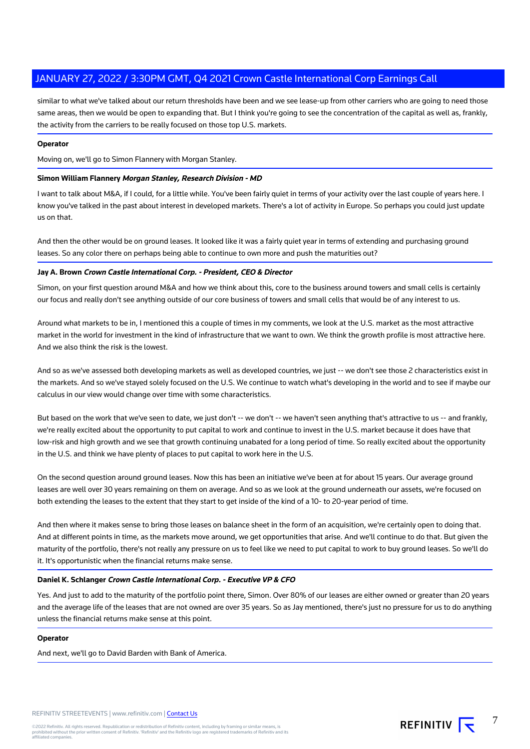similar to what we've talked about our return thresholds have been and we see lease-up from other carriers who are going to need those same areas, then we would be open to expanding that. But I think you're going to see the concentration of the capital as well as, frankly, the activity from the carriers to be really focused on those top U.S. markets.

**Operator**

Moving on, we'll go to Simon Flannery with Morgan Stanley.

**Simon William Flannery** ***Morgan Stanley, Research Division - MD***

I want to talk about M&A, if I could, for a little while. You've been fairly quiet in terms of your activity over the last couple of years here. I know you've talked in the past about interest in developed markets. There's a lot of activity in Europe. So perhaps you could just update us on that.

And then the other would be on ground leases. It looked like it was a fairly quiet year in terms of extending and purchasing ground leases. So any color there on perhaps being able to continue to own more and push the maturities out?

**Jay A. Brown** ***Crown Castle International Corp. - President, CEO & Director***

Simon, on your first question around M&A and how we think about this, core to the business around towers and small cells is certainly our focus and really don't see anything outside of our core business of towers and small cells that would be of any interest to us.

Around what markets to be in, I mentioned this a couple of times in my comments, we look at the U.S. market as the most attractive market in the world for investment in the kind of infrastructure that we want to own. We think the growth profile is most attractive here. And we also think the risk is the lowest.

And so as we've assessed both developing markets as well as developed countries, we just -- we don't see those 2 characteristics exist in the markets. And so we've stayed solely focused on the U.S. We continue to watch what's developing in the world and to see if maybe our calculus in our view would change over time with some characteristics.

But based on the work that we've seen to date, we just don't -- we don't -- we haven't seen anything that's attractive to us -- and frankly, we're really excited about the opportunity to put capital to work and continue to invest in the U.S. market because it does have that low-risk and high growth and we see that growth continuing unabated for a long period of time. So really excited about the opportunity in the U.S. and think we have plenty of places to put capital to work here in the U.S.

On the second question around ground leases. Now this has been an initiative we've been at for about 15 years. Our average ground leases are well over 30 years remaining on them on average. And so as we look at the ground underneath our assets, we're focused on both extending the leases to the extent that they start to get inside of the kind of a 10- to 20-year period of time.

And then where it makes sense to bring those leases on balance sheet in the form of an acquisition, we're certainly open to doing that. And at different points in time, as the markets move around, we get opportunities that arise. And we'll continue to do that. But given the maturity of the portfolio, there's not really any pressure on us to feel like we need to put capital to work to buy ground leases. So we'll do it. It's opportunistic when the financial returns make sense.

**Daniel K. Schlanger** ***Crown Castle International Corp. - Executive VP & CFO***

Yes. And just to add to the maturity of the portfolio point there, Simon. Over 80% of our leases are either owned or greater than 20 years and the average life of the leases that are not owned are over 35 years. So as Jay mentioned, there's just no pressure for us to do anything unless the financial returns make sense at this point.

**Operator**

And next, we'll go to David Barden with Bank of America.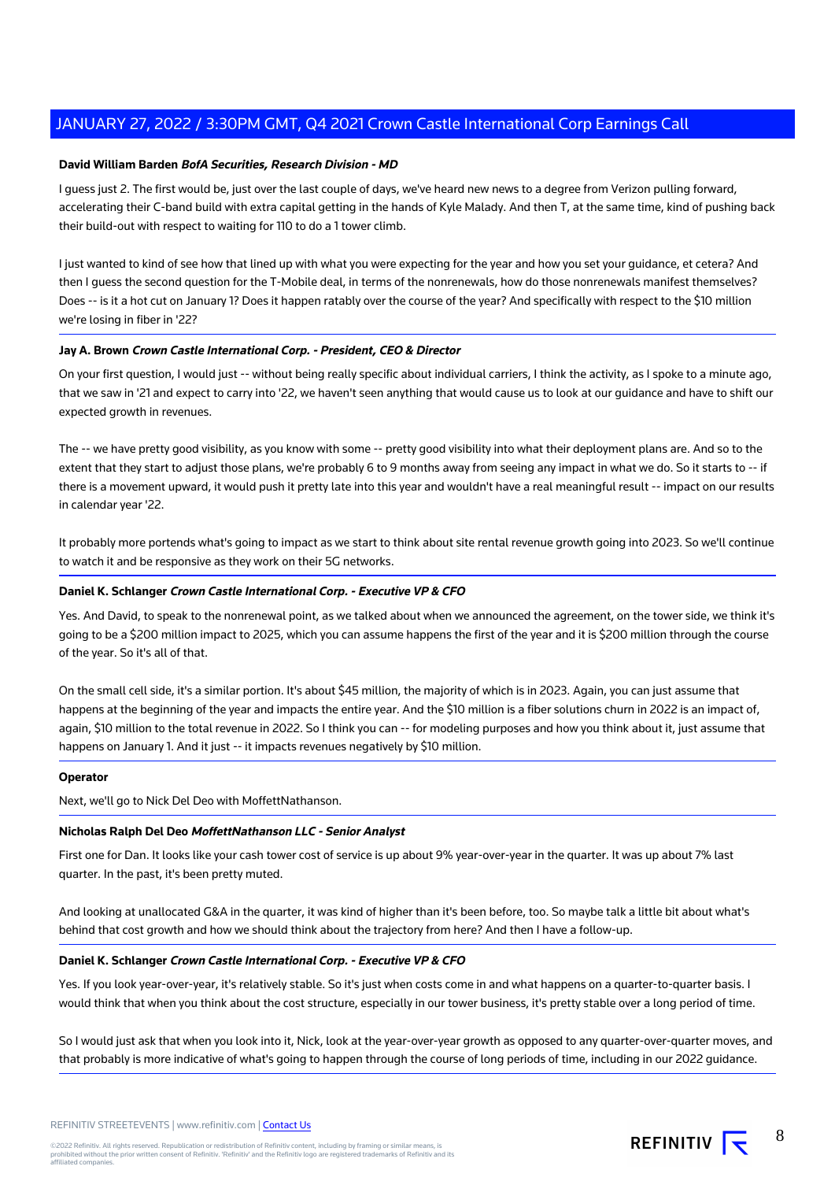**David William Barden** ***BofA Securities, Research Division - MD***

I guess just 2. The first would be, just over the last couple of days, we've heard new news to a degree from Verizon pulling forward, accelerating their C-band build with extra capital getting in the hands of Kyle Malady. And then T, at the same time, kind of pushing back their build-out with respect to waiting for 110 to do a 1 tower climb.

I just wanted to kind of see how that lined up with what you were expecting for the year and how you set your guidance, et cetera? And then I guess the second question for the T-Mobile deal, in terms of the nonrenewals, how do those nonrenewals manifest themselves? Does -- is it a hot cut on January 1? Does it happen ratably over the course of the year? And specifically with respect to the $10 million we're losing in fiber in '22?

**Jay A. Brown** ***Crown Castle International Corp. - President, CEO & Director***

On your first question, I would just -- without being really specific about individual carriers, I think the activity, as I spoke to a minute ago, that we saw in '21 and expect to carry into '22, we haven't seen anything that would cause us to look at our guidance and have to shift our expected growth in revenues.

The -- we have pretty good visibility, as you know with some -- pretty good visibility into what their deployment plans are. And so to the extent that they start to adjust those plans, we're probably 6 to 9 months away from seeing any impact in what we do. So it starts to -- if there is a movement upward, it would push it pretty late into this year and wouldn't have a real meaningful result -- impact on our results in calendar year '22.

It probably more portends what's going to impact as we start to think about site rental revenue growth going into 2023. So we'll continue to watch it and be responsive as they work on their 5G networks.

**Daniel K. Schlanger** ***Crown Castle International Corp. - Executive VP & CFO***

Yes. And David, to speak to the nonrenewal point, as we talked about when we announced the agreement, on the tower side, we think it's going to be a $200 million impact to 2025, which you can assume happens the first of the year and it is $200 million through the course of the year. So it's all of that.

On the small cell side, it's a similar portion. It's about $45 million, the majority of which is in 2023. Again, you can just assume that happens at the beginning of the year and impacts the entire year. And the $10 million is a fiber solutions churn in 2022 is an impact of, again, $10 million to the total revenue in 2022. So I think you can -- for modeling purposes and how you think about it, just assume that happens on January 1. And it just -- it impacts revenues negatively by $10 million.

**Operator**

Next, we'll go to Nick Del Deo with MoffettNathanson.

**Nicholas Ralph Del Deo** ***MoffettNathanson LLC - Senior Analyst***

First one for Dan. It looks like your cash tower cost of service is up about 9% year-over-year in the quarter. It was up about 7% last quarter. In the past, it's been pretty muted.

And looking at unallocated G&A in the quarter, it was kind of higher than it's been before, too. So maybe talk a little bit about what's behind that cost growth and how we should think about the trajectory from here? And then I have a follow-up.

**Daniel K. Schlanger** ***Crown Castle International Corp. - Executive VP & CFO***

Yes. If you look year-over-year, it's relatively stable. So it's just when costs come in and what happens on a quarter-to-quarter basis. I would think that when you think about the cost structure, especially in our tower business, it's pretty stable over a long period of time.

So I would just ask that when you look into it, Nick, look at the year-over-year growth as opposed to any quarter-over-quarter moves, and that probably is more indicative of what's going to happen through the course of long periods of time, including in our 2022 guidance.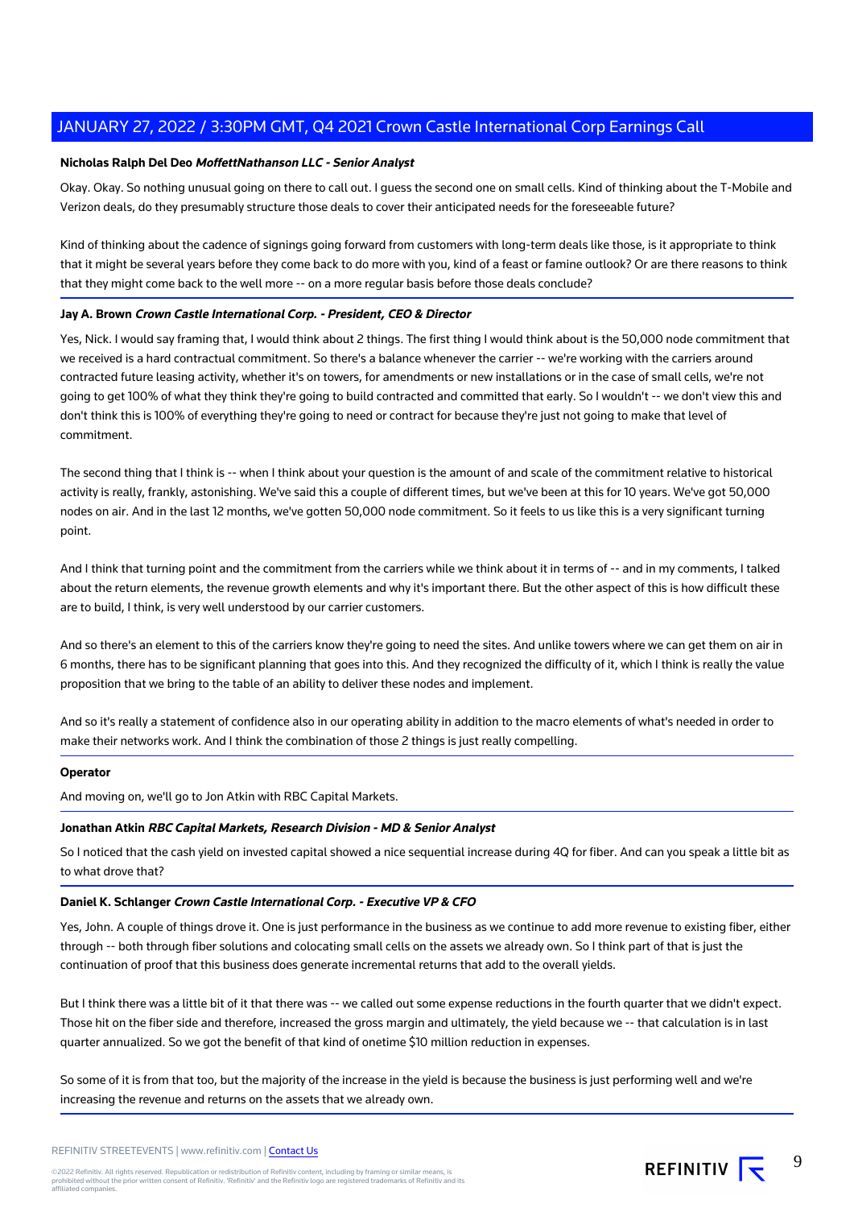**Nicholas Ralph Del Deo** ***MoffettNathanson LLC - Senior Analyst***

Okay. Okay. So nothing unusual going on there to call out. I guess the second one on small cells. Kind of thinking about the T-Mobile and Verizon deals, do they presumably structure those deals to cover their anticipated needs for the foreseeable future?

Kind of thinking about the cadence of signings going forward from customers with long-term deals like those, is it appropriate to think that it might be several years before they come back to do more with you, kind of a feast or famine outlook? Or are there reasons to think that they might come back to the well more -- on a more regular basis before those deals conclude?

**Jay A. Brown** ***Crown Castle International Corp. - President, CEO & Director***

Yes, Nick. I would say framing that, I would think about 2 things. The first thing I would think about is the 50,000 node commitment that we received is a hard contractual commitment. So there's a balance whenever the carrier -- we're working with the carriers around contracted future leasing activity, whether it's on towers, for amendments or new installations or in the case of small cells, we're not going to get 100% of what they think they're going to build contracted and committed that early. So I wouldn't -- we don't view this and don't think this is 100% of everything they're going to need or contract for because they're just not going to make that level of commitment.

The second thing that I think is -- when I think about your question is the amount of and scale of the commitment relative to historical activity is really, frankly, astonishing. We've said this a couple of different times, but we've been at this for 10 years. We've got 50,000 nodes on air. And in the last 12 months, we've gotten 50,000 node commitment. So it feels to us like this is a very significant turning point.

And I think that turning point and the commitment from the carriers while we think about it in terms of -- and in my comments, I talked about the return elements, the revenue growth elements and why it's important there. But the other aspect of this is how difficult these are to build, I think, is very well understood by our carrier customers.

And so there's an element to this of the carriers know they're going to need the sites. And unlike towers where we can get them on air in 6 months, there has to be significant planning that goes into this. And they recognized the difficulty of it, which I think is really the value proposition that we bring to the table of an ability to deliver these nodes and implement.

And so it's really a statement of confidence also in our operating ability in addition to the macro elements of what's needed in order to make their networks work. And I think the combination of those 2 things is just really compelling.

**Operator**

And moving on, we'll go to Jon Atkin with RBC Capital Markets.

**Jonathan Atkin** ***RBC Capital Markets, Research Division - MD & Senior Analyst***

So I noticed that the cash yield on invested capital showed a nice sequential increase during 4Q for fiber. And can you speak a little bit as to what drove that?

**Daniel K. Schlanger** ***Crown Castle International Corp. - Executive VP & CFO***

Yes, John. A couple of things drove it. One is just performance in the business as we continue to add more revenue to existing fiber, either through -- both through fiber solutions and colocating small cells on the assets we already own. So I think part of that is just the continuation of proof that this business does generate incremental returns that add to the overall yields.

But I think there was a little bit of it that there was -- we called out some expense reductions in the fourth quarter that we didn't expect. Those hit on the fiber side and therefore, increased the gross margin and ultimately, the yield because we -- that calculation is in last quarter annualized. So we got the benefit of that kind of onetime $10 million reduction in expenses.

So some of it is from that too, but the majority of the increase in the yield is because the business is just performing well and we're increasing the revenue and returns on the assets that we already own.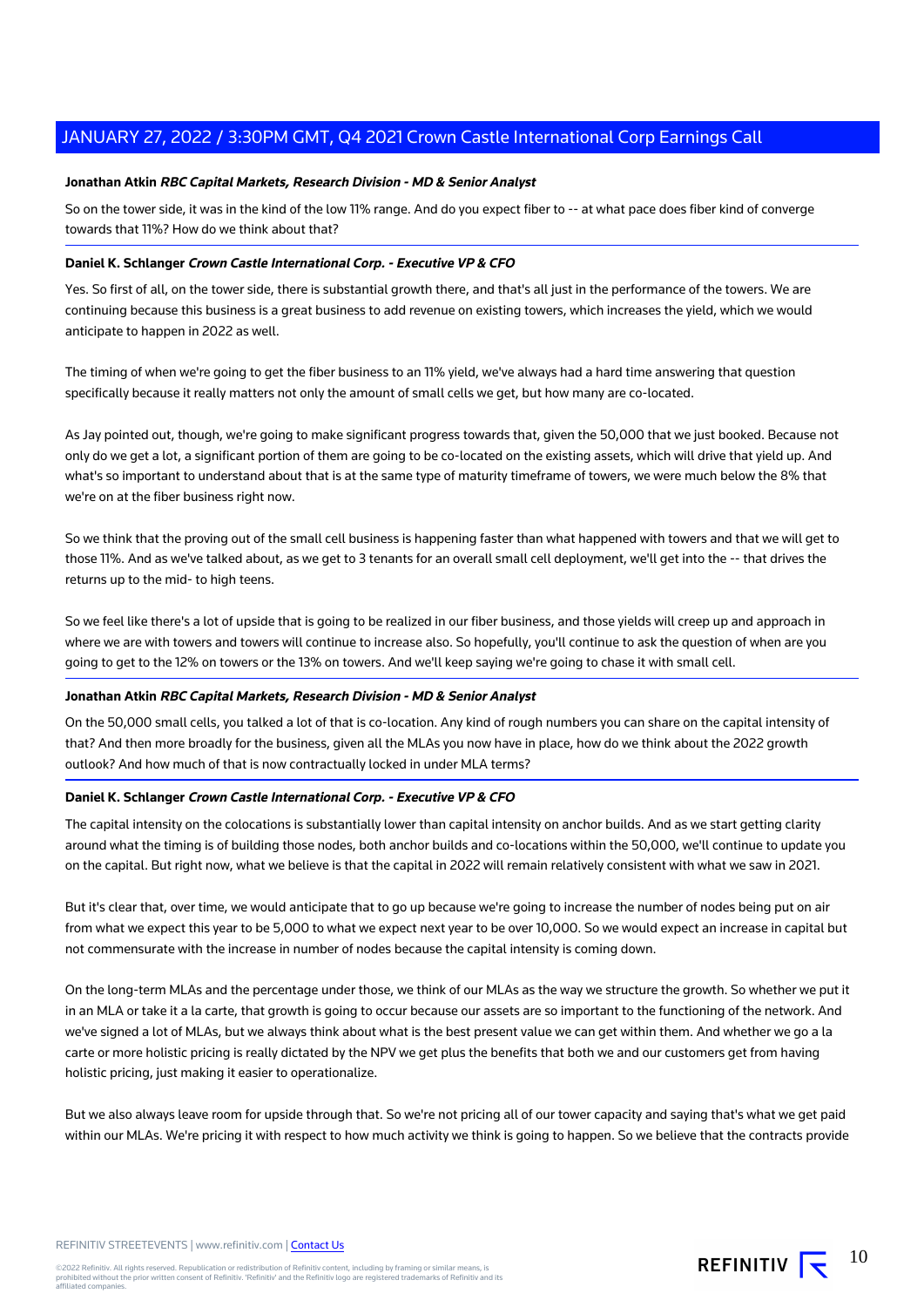**Jonathan Atkin** ***RBC Capital Markets, Research Division - MD & Senior Analyst***

So on the tower side, it was in the kind of the low 11% range. And do you expect fiber to -- at what pace does fiber kind of converge towards that 11%? How do we think about that?

**Daniel K. Schlanger** ***Crown Castle International Corp. - Executive VP & CFO***

Yes. So first of all, on the tower side, there is substantial growth there, and that's all just in the performance of the towers. We are continuing because this business is a great business to add revenue on existing towers, which increases the yield, which we would anticipate to happen in 2022 as well.

The timing of when we're going to get the fiber business to an 11% yield, we've always had a hard time answering that question specifically because it really matters not only the amount of small cells we get, but how many are co-located.

As Jay pointed out, though, we're going to make significant progress towards that, given the 50,000 that we just booked. Because not only do we get a lot, a significant portion of them are going to be co-located on the existing assets, which will drive that yield up. And what's so important to understand about that is at the same type of maturity timeframe of towers, we were much below the 8% that we're on at the fiber business right now.

So we think that the proving out of the small cell business is happening faster than what happened with towers and that we will get to those 11%. And as we've talked about, as we get to 3 tenants for an overall small cell deployment, we'll get into the -- that drives the returns up to the mid- to high teens.

So we feel like there's a lot of upside that is going to be realized in our fiber business, and those yields will creep up and approach in where we are with towers and towers will continue to increase also. So hopefully, you'll continue to ask the question of when are you going to get to the 12% on towers or the 13% on towers. And we'll keep saying we're going to chase it with small cell.

**Jonathan Atkin** ***RBC Capital Markets, Research Division - MD & Senior Analyst***

On the 50,000 small cells, you talked a lot of that is co-location. Any kind of rough numbers you can share on the capital intensity of that? And then more broadly for the business, given all the MLAs you now have in place, how do we think about the 2022 growth outlook? And how much of that is now contractually locked in under MLA terms?

**Daniel K. Schlanger** ***Crown Castle International Corp. - Executive VP & CFO***

The capital intensity on the colocations is substantially lower than capital intensity on anchor builds. And as we start getting clarity around what the timing is of building those nodes, both anchor builds and co-locations within the 50,000, we'll continue to update you on the capital. But right now, what we believe is that the capital in 2022 will remain relatively consistent with what we saw in 2021.

But it's clear that, over time, we would anticipate that to go up because we're going to increase the number of nodes being put on air from what we expect this year to be 5,000 to what we expect next year to be over 10,000. So we would expect an increase in capital but not commensurate with the increase in number of nodes because the capital intensity is coming down.

On the long-term MLAs and the percentage under those, we think of our MLAs as the way we structure the growth. So whether we put it in an MLA or take it a la carte, that growth is going to occur because our assets are so important to the functioning of the network. And we've signed a lot of MLAs, but we always think about what is the best present value we can get within them. And whether we go a la carte or more holistic pricing is really dictated by the NPV we get plus the benefits that both we and our customers get from having holistic pricing, just making it easier to operationalize.

But we also always leave room for upside through that. So we're not pricing all of our tower capacity and saying that's what we get paid within our MLAs. We're pricing it with respect to how much activity we think is going to happen. So we believe that the contracts provide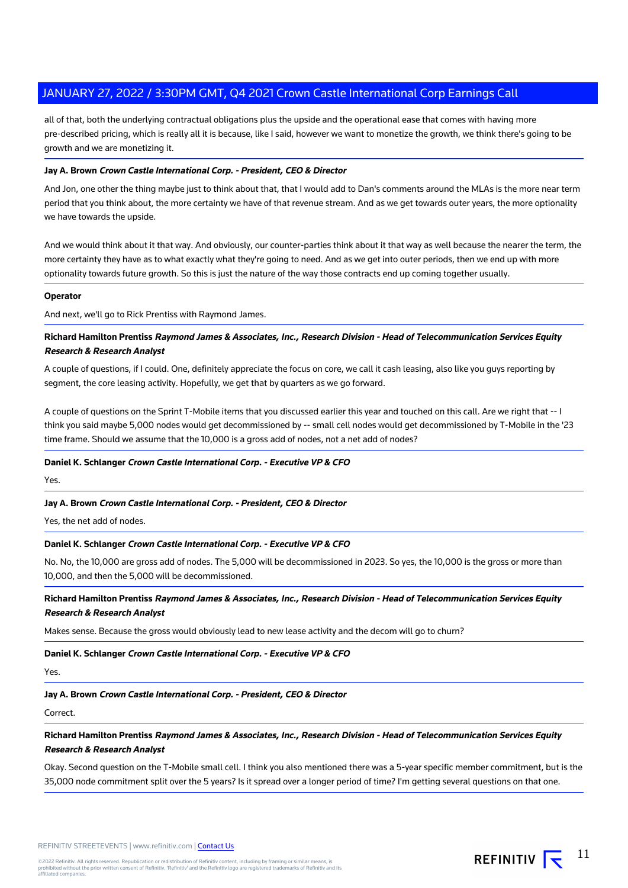all of that, both the underlying contractual obligations plus the upside and the operational ease that comes with having more pre-described pricing, which is really all it is because, like I said, however we want to monetize the growth, we think there's going to be growth and we are monetizing it.

**Jay A. Brown** ***Crown Castle International Corp. - President, CEO & Director***

And Jon, one other the thing maybe just to think about that, that I would add to Dan's comments around the MLAs is the more near term period that you think about, the more certainty we have of that revenue stream. And as we get towards outer years, the more optionality we have towards the upside.

And we would think about it that way. And obviously, our counter-parties think about it that way as well because the nearer the term, the more certainty they have as to what exactly what they're going to need. And as we get into outer periods, then we end up with more optionality towards future growth. So this is just the nature of the way those contracts end up coming together usually.

**Operator**

And next, we'll go to Rick Prentiss with Raymond James.

**Richard Hamilton Prentiss** ***Raymond James & Associates, Inc., Research Division - Head of Telecommunication Services Equity Research & Research Analyst***

A couple of questions, if I could. One, definitely appreciate the focus on core, we call it cash leasing, also like you guys reporting by segment, the core leasing activity. Hopefully, we get that by quarters as we go forward.

A couple of questions on the Sprint T-Mobile items that you discussed earlier this year and touched on this call. Are we right that -- I think you said maybe 5,000 nodes would get decommissioned by -- small cell nodes would get decommissioned by T-Mobile in the '23 time frame. Should we assume that the 10,000 is a gross add of nodes, not a net add of nodes?

**Daniel K. Schlanger** ***Crown Castle International Corp. - Executive VP & CFO***

Yes.

**Jay A. Brown** ***Crown Castle International Corp. - President, CEO & Director***

Yes, the net add of nodes.

**Daniel K. Schlanger** ***Crown Castle International Corp. - Executive VP & CFO***

No. No, the 10,000 are gross add of nodes. The 5,000 will be decommissioned in 2023. So yes, the 10,000 is the gross or more than 10,000, and then the 5,000 will be decommissioned.

**Richard Hamilton Prentiss** ***Raymond James & Associates, Inc., Research Division - Head of Telecommunication Services Equity Research & Research Analyst***

Makes sense. Because the gross would obviously lead to new lease activity and the decom will go to churn?

**Daniel K. Schlanger** ***Crown Castle International Corp. - Executive VP & CFO***

Yes.

**Jay A. Brown** ***Crown Castle International Corp. - President, CEO & Director***

Correct.

**Richard Hamilton Prentiss** ***Raymond James & Associates, Inc., Research Division - Head of Telecommunication Services Equity Research & Research Analyst***

Okay. Second question on the T-Mobile small cell. I think you also mentioned there was a 5-year specific member commitment, but is the 35,000 node commitment split over the 5 years? Is it spread over a longer period of time? I'm getting several questions on that one.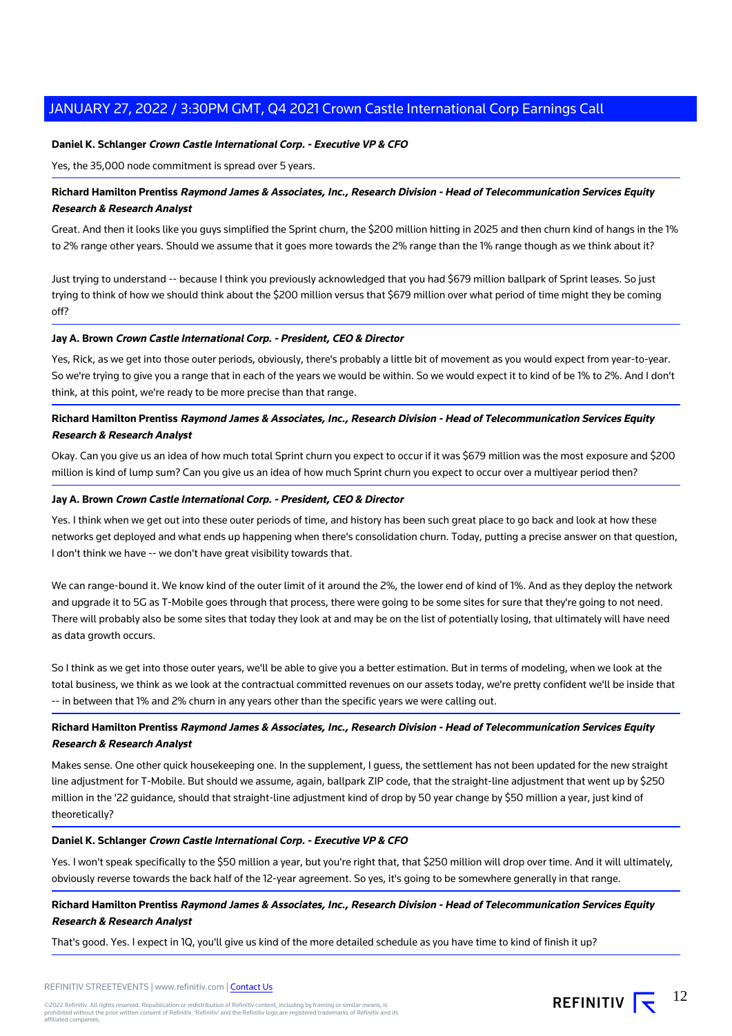**Daniel K. Schlanger** ***Crown Castle International Corp. - Executive VP & CFO***

Yes, the 35,000 node commitment is spread over 5 years.

---

**Richard Hamilton Prentiss** ***Raymond James & Associates, Inc., Research Division - Head of Telecommunication Services Equity Research & Research Analyst***

Great. And then it looks like you guys simplified the Sprint churn, the $200 million hitting in 2025 and then churn kind of hangs in the 1% to 2% range other years. Should we assume that it goes more towards the 2% range than the 1% range though as we think about it?

Just trying to understand -- because I think you previously acknowledged that you had $679 million ballpark of Sprint leases. So just trying to think of how we should think about the $200 million versus that $679 million over what period of time might they be coming off?

---

**Jay A. Brown** ***Crown Castle International Corp. - President, CEO & Director***

Yes, Rick, as we get into those outer periods, obviously, there's probably a little bit of movement as you would expect from year-to-year. So we're trying to give you a range that in each of the years we would be within. So we would expect it to kind of be 1% to 2%. And I don't think, at this point, we're ready to be more precise than that range.

---

**Richard Hamilton Prentiss** ***Raymond James & Associates, Inc., Research Division - Head of Telecommunication Services Equity Research & Research Analyst***

Okay. Can you give us an idea of how much total Sprint churn you expect to occur if it was $679 million was the most exposure and $200 million is kind of lump sum? Can you give us an idea of how much Sprint churn you expect to occur over a multiyear period then?

---

**Jay A. Brown** ***Crown Castle International Corp. - President, CEO & Director***

Yes. I think when we get out into these outer periods of time, and history has been such great place to go back and look at how these networks get deployed and what ends up happening when there's consolidation churn. Today, putting a precise answer on that question, I don't think we have -- we don't have great visibility towards that.

We can range-bound it. We know kind of the outer limit of it around the 2%, the lower end of kind of 1%. And as they deploy the network and upgrade it to 5G as T-Mobile goes through that process, there were going to be some sites for sure that they're going to not need. There will probably also be some sites that today they look at and may be on the list of potentially losing, that ultimately will have need as data growth occurs.

So I think as we get into those outer years, we'll be able to give you a better estimation. But in terms of modeling, when we look at the total business, we think as we look at the contractual committed revenues on our assets today, we're pretty confident we'll be inside that -- in between that 1% and 2% churn in any years other than the specific years we were calling out.

---

**Richard Hamilton Prentiss** ***Raymond James & Associates, Inc., Research Division - Head of Telecommunication Services Equity Research & Research Analyst***

Makes sense. One other quick housekeeping one. In the supplement, I guess, the settlement has not been updated for the new straight line adjustment for T-Mobile. But should we assume, again, ballpark ZIP code, that the straight-line adjustment that went up by $250 million in the '22 guidance, should that straight-line adjustment kind of drop by 50 year change by $50 million a year, just kind of theoretically?

---

**Daniel K. Schlanger** ***Crown Castle International Corp. - Executive VP & CFO***

Yes. I won't speak specifically to the $50 million a year, but you're right that, that $250 million will drop over time. And it will ultimately, obviously reverse towards the back half of the 12-year agreement. So yes, it's going to be somewhere generally in that range.

---

**Richard Hamilton Prentiss** ***Raymond James & Associates, Inc., Research Division - Head of Telecommunication Services Equity Research & Research Analyst***

That's good. Yes. I expect in 1Q, you'll give us kind of the more detailed schedule as you have time to kind of finish it up?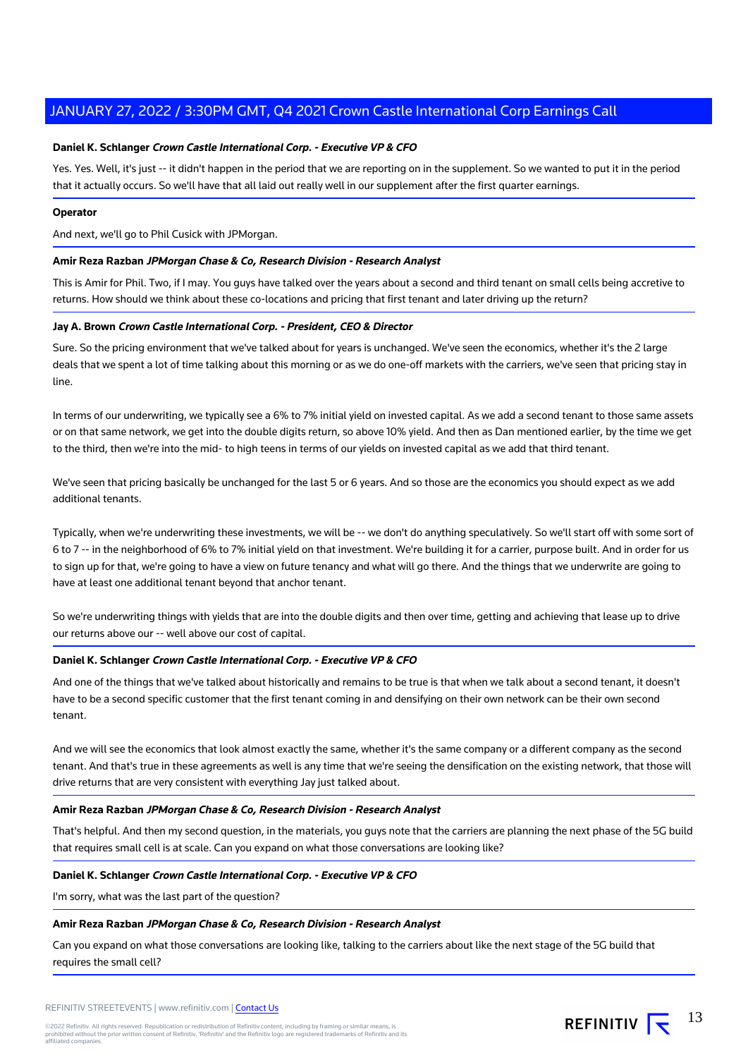**Daniel K. Schlanger** ***Crown Castle International Corp. - Executive VP & CFO***

Yes. Yes. Well, it's just -- it didn't happen in the period that we are reporting on in the supplement. So we wanted to put it in the period that it actually occurs. So we'll have that all laid out really well in our supplement after the first quarter earnings.

**Operator**

And next, we'll go to Phil Cusick with JPMorgan.

**Amir Reza Razban** ***JPMorgan Chase & Co, Research Division - Research Analyst***

This is Amir for Phil. Two, if I may. You guys have talked over the years about a second and third tenant on small cells being accretive to returns. How should we think about these co-locations and pricing that first tenant and later driving up the return?

**Jay A. Brown** ***Crown Castle International Corp. - President, CEO & Director***

Sure. So the pricing environment that we've talked about for years is unchanged. We've seen the economics, whether it's the 2 large deals that we spent a lot of time talking about this morning or as we do one-off markets with the carriers, we've seen that pricing stay in line.

In terms of our underwriting, we typically see a 6% to 7% initial yield on invested capital. As we add a second tenant to those same assets or on that same network, we get into the double digits return, so above 10% yield. And then as Dan mentioned earlier, by the time we get to the third, then we're into the mid- to high teens in terms of our yields on invested capital as we add that third tenant.

We've seen that pricing basically be unchanged for the last 5 or 6 years. And so those are the economics you should expect as we add additional tenants.

Typically, when we're underwriting these investments, we will be -- we don't do anything speculatively. So we'll start off with some sort of 6 to 7 -- in the neighborhood of 6% to 7% initial yield on that investment. We're building it for a carrier, purpose built. And in order for us to sign up for that, we're going to have a view on future tenancy and what will go there. And the things that we underwrite are going to have at least one additional tenant beyond that anchor tenant.

So we're underwriting things with yields that are into the double digits and then over time, getting and achieving that lease up to drive our returns above our -- well above our cost of capital.

**Daniel K. Schlanger** ***Crown Castle International Corp. - Executive VP & CFO***

And one of the things that we've talked about historically and remains to be true is that when we talk about a second tenant, it doesn't have to be a second specific customer that the first tenant coming in and densifying on their own network can be their own second tenant.

And we will see the economics that look almost exactly the same, whether it's the same company or a different company as the second tenant. And that's true in these agreements as well is any time that we're seeing the densification on the existing network, that those will drive returns that are very consistent with everything Jay just talked about.

**Amir Reza Razban** ***JPMorgan Chase & Co, Research Division - Research Analyst***

That's helpful. And then my second question, in the materials, you guys note that the carriers are planning the next phase of the 5G build that requires small cell is at scale. Can you expand on what those conversations are looking like?

**Daniel K. Schlanger** ***Crown Castle International Corp. - Executive VP & CFO***

I'm sorry, what was the last part of the question?

**Amir Reza Razban** ***JPMorgan Chase & Co, Research Division - Research Analyst***

Can you expand on what those conversations are looking like, talking to the carriers about like the next stage of the 5G build that requires the small cell?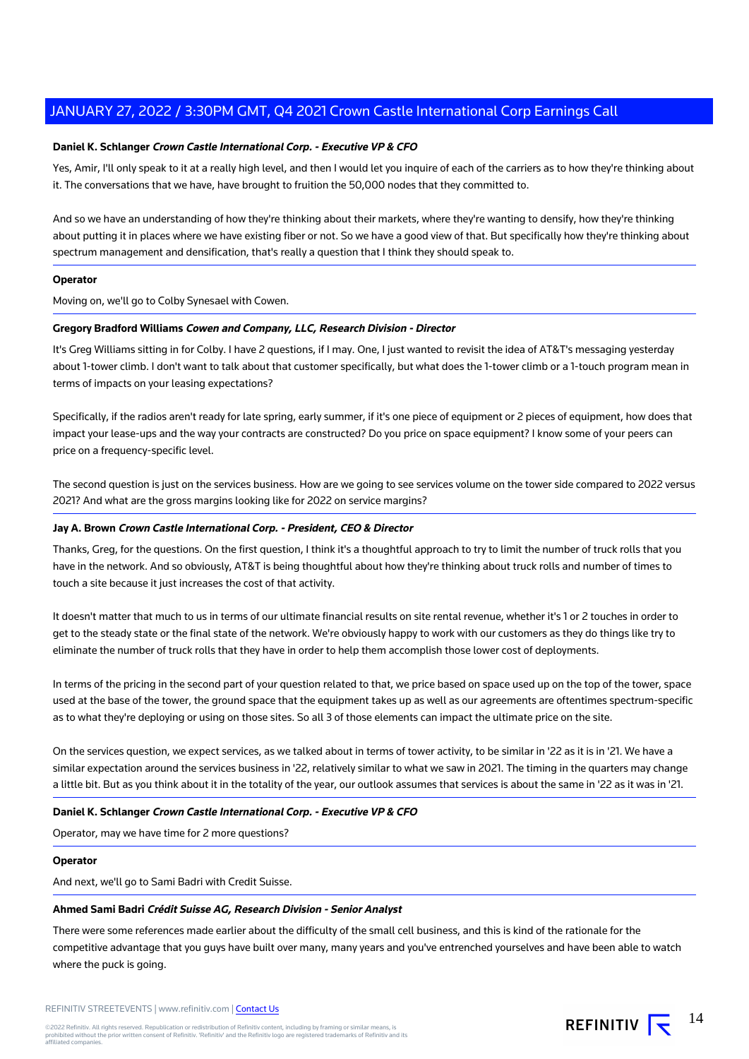**Daniel K. Schlanger** ***Crown Castle International Corp. - Executive VP & CFO***

Yes, Amir, I'll only speak to it at a really high level, and then I would let you inquire of each of the carriers as to how they're thinking about it. The conversations that we have, have brought to fruition the 50,000 nodes that they committed to.

And so we have an understanding of how they're thinking about their markets, where they're wanting to densify, how they're thinking about putting it in places where we have existing fiber or not. So we have a good view of that. But specifically how they're thinking about spectrum management and densification, that's really a question that I think they should speak to.

**Operator**

Moving on, we'll go to Colby Synesael with Cowen.

**Gregory Bradford Williams** ***Cowen and Company, LLC, Research Division - Director***

It's Greg Williams sitting in for Colby. I have 2 questions, if I may. One, I just wanted to revisit the idea of AT&T's messaging yesterday about 1-tower climb. I don't want to talk about that customer specifically, but what does the 1-tower climb or a 1-touch program mean in terms of impacts on your leasing expectations?

Specifically, if the radios aren't ready for late spring, early summer, if it's one piece of equipment or 2 pieces of equipment, how does that impact your lease-ups and the way your contracts are constructed? Do you price on space equipment? I know some of your peers can price on a frequency-specific level.

The second question is just on the services business. How are we going to see services volume on the tower side compared to 2022 versus 2021? And what are the gross margins looking like for 2022 on service margins?

**Jay A. Brown** ***Crown Castle International Corp. - President, CEO & Director***

Thanks, Greg, for the questions. On the first question, I think it's a thoughtful approach to try to limit the number of truck rolls that you have in the network. And so obviously, AT&T is being thoughtful about how they're thinking about truck rolls and number of times to touch a site because it just increases the cost of that activity.

It doesn't matter that much to us in terms of our ultimate financial results on site rental revenue, whether it's 1 or 2 touches in order to get to the steady state or the final state of the network. We're obviously happy to work with our customers as they do things like try to eliminate the number of truck rolls that they have in order to help them accomplish those lower cost of deployments.

In terms of the pricing in the second part of your question related to that, we price based on space used up on the top of the tower, space used at the base of the tower, the ground space that the equipment takes up as well as our agreements are oftentimes spectrum-specific as to what they're deploying or using on those sites. So all 3 of those elements can impact the ultimate price on the site.

On the services question, we expect services, as we talked about in terms of tower activity, to be similar in '22 as it is in '21. We have a similar expectation around the services business in '22, relatively similar to what we saw in 2021. The timing in the quarters may change a little bit. But as you think about it in the totality of the year, our outlook assumes that services is about the same in '22 as it was in '21.

**Daniel K. Schlanger** ***Crown Castle International Corp. - Executive VP & CFO***

Operator, may we have time for 2 more questions?

**Operator**

And next, we'll go to Sami Badri with Credit Suisse.

**Ahmed Sami Badri** ***Crédit Suisse AG, Research Division - Senior Analyst***

There were some references made earlier about the difficulty of the small cell business, and this is kind of the rationale for the competitive advantage that you guys have built over many, many years and you've entrenched yourselves and have been able to watch where the puck is going.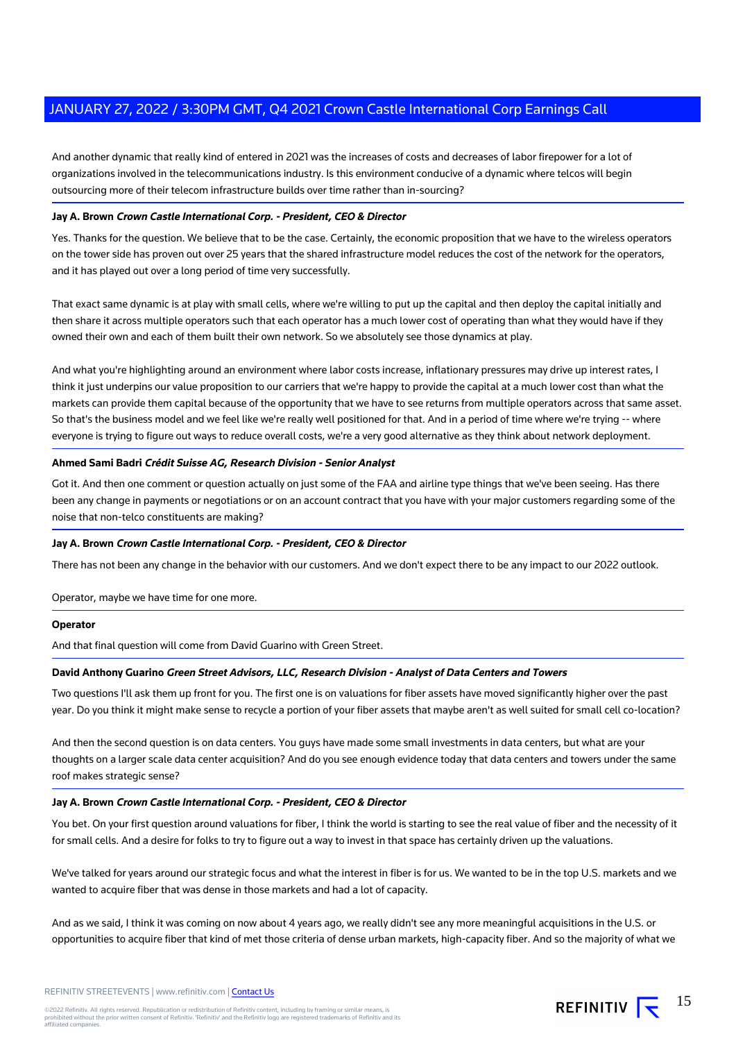And another dynamic that really kind of entered in 2021 was the increases of costs and decreases of labor firepower for a lot of organizations involved in the telecommunications industry. Is this environment conducive of a dynamic where telcos will begin outsourcing more of their telecom infrastructure builds over time rather than in-sourcing?

**Jay A. Brown** ***Crown Castle International Corp. - President, CEO & Director***

Yes. Thanks for the question. We believe that to be the case. Certainly, the economic proposition that we have to the wireless operators on the tower side has proven out over 25 years that the shared infrastructure model reduces the cost of the network for the operators, and it has played out over a long period of time very successfully.

That exact same dynamic is at play with small cells, where we're willing to put up the capital and then deploy the capital initially and then share it across multiple operators such that each operator has a much lower cost of operating than what they would have if they owned their own and each of them built their own network. So we absolutely see those dynamics at play.

And what you're highlighting around an environment where labor costs increase, inflationary pressures may drive up interest rates, I think it just underpins our value proposition to our carriers that we're happy to provide the capital at a much lower cost than what the markets can provide them capital because of the opportunity that we have to see returns from multiple operators across that same asset. So that's the business model and we feel like we're really well positioned for that. And in a period of time where we're trying -- where everyone is trying to figure out ways to reduce overall costs, we're a very good alternative as they think about network deployment.

**Ahmed Sami Badri** ***Crédit Suisse AG, Research Division - Senior Analyst***

Got it. And then one comment or question actually on just some of the FAA and airline type things that we've been seeing. Has there been any change in payments or negotiations or on an account contract that you have with your major customers regarding some of the noise that non-telco constituents are making?

**Jay A. Brown** ***Crown Castle International Corp. - President, CEO & Director***

There has not been any change in the behavior with our customers. And we don't expect there to be any impact to our 2022 outlook.

Operator, maybe we have time for one more.

**Operator**

And that final question will come from David Guarino with Green Street.

**David Anthony Guarino** ***Green Street Advisors, LLC, Research Division - Analyst of Data Centers and Towers***

Two questions I'll ask them up front for you. The first one is on valuations for fiber assets have moved significantly higher over the past year. Do you think it might make sense to recycle a portion of your fiber assets that maybe aren't as well suited for small cell co-location?

And then the second question is on data centers. You guys have made some small investments in data centers, but what are your thoughts on a larger scale data center acquisition? And do you see enough evidence today that data centers and towers under the same roof makes strategic sense?

**Jay A. Brown** ***Crown Castle International Corp. - President, CEO & Director***

You bet. On your first question around valuations for fiber, I think the world is starting to see the real value of fiber and the necessity of it for small cells. And a desire for folks to try to figure out a way to invest in that space has certainly driven up the valuations.

We've talked for years around our strategic focus and what the interest in fiber is for us. We wanted to be in the top U.S. markets and we wanted to acquire fiber that was dense in those markets and had a lot of capacity.

And as we said, I think it was coming on now about 4 years ago, we really didn't see any more meaningful acquisitions in the U.S. or opportunities to acquire fiber that kind of met those criteria of dense urban markets, high-capacity fiber. And so the majority of what we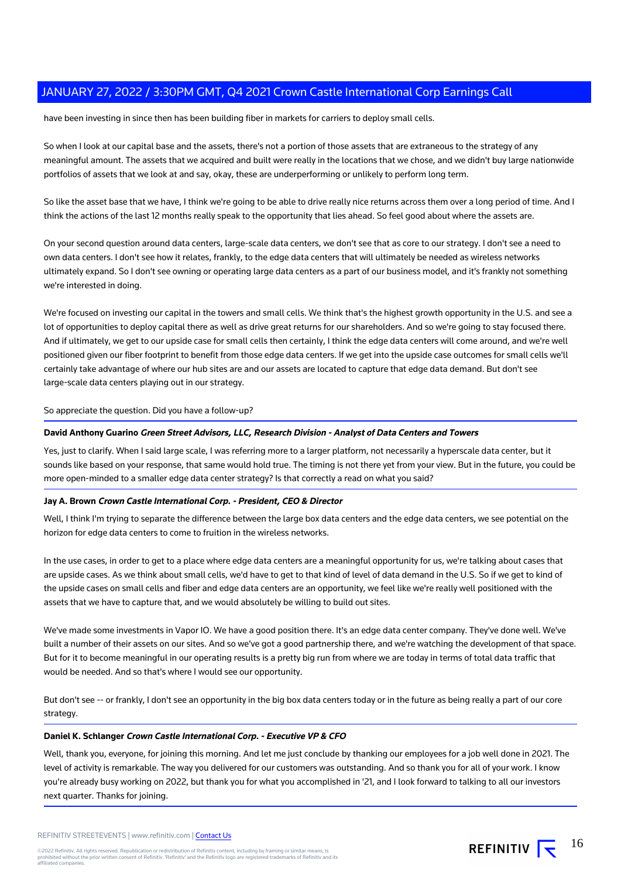have been investing in since then has been building fiber in markets for carriers to deploy small cells.

So when I look at our capital base and the assets, there's not a portion of those assets that are extraneous to the strategy of any meaningful amount. The assets that we acquired and built were really in the locations that we chose, and we didn't buy large nationwide portfolios of assets that we look at and say, okay, these are underperforming or unlikely to perform long term.

So like the asset base that we have, I think we're going to be able to drive really nice returns across them over a long period of time. And I think the actions of the last 12 months really speak to the opportunity that lies ahead. So feel good about where the assets are.

On your second question around data centers, large-scale data centers, we don't see that as core to our strategy. I don't see a need to own data centers. I don't see how it relates, frankly, to the edge data centers that will ultimately be needed as wireless networks ultimately expand. So I don't see owning or operating large data centers as a part of our business model, and it's frankly not something we're interested in doing.

We're focused on investing our capital in the towers and small cells. We think that's the highest growth opportunity in the U.S. and see a lot of opportunities to deploy capital there as well as drive great returns for our shareholders. And so we're going to stay focused there. And if ultimately, we get to our upside case for small cells then certainly, I think the edge data centers will come around, and we're well positioned given our fiber footprint to benefit from those edge data centers. If we get into the upside case outcomes for small cells we'll certainly take advantage of where our hub sites are and our assets are located to capture that edge data demand. But don't see large-scale data centers playing out in our strategy.

So appreciate the question. Did you have a follow-up?

**David Anthony Guarino** ***Green Street Advisors, LLC, Research Division - Analyst of Data Centers and Towers***

Yes, just to clarify. When I said large scale, I was referring more to a larger platform, not necessarily a hyperscale data center, but it sounds like based on your response, that same would hold true. The timing is not there yet from your view. But in the future, you could be more open-minded to a smaller edge data center strategy? Is that correctly a read on what you said?

**Jay A. Brown** ***Crown Castle International Corp. - President, CEO & Director***

Well, I think I'm trying to separate the difference between the large box data centers and the edge data centers, we see potential on the horizon for edge data centers to come to fruition in the wireless networks.

In the use cases, in order to get to a place where edge data centers are a meaningful opportunity for us, we're talking about cases that are upside cases. As we think about small cells, we'd have to get to that kind of level of data demand in the U.S. So if we get to kind of the upside cases on small cells and fiber and edge data centers are an opportunity, we feel like we're really well positioned with the assets that we have to capture that, and we would absolutely be willing to build out sites.

We've made some investments in Vapor IO. We have a good position there. It's an edge data center company. They've done well. We've built a number of their assets on our sites. And so we've got a good partnership there, and we're watching the development of that space. But for it to become meaningful in our operating results is a pretty big run from where we are today in terms of total data traffic that would be needed. And so that's where I would see our opportunity.

But don't see -- or frankly, I don't see an opportunity in the big box data centers today or in the future as being really a part of our core strategy.

**Daniel K. Schlanger** ***Crown Castle International Corp. - Executive VP & CFO***

Well, thank you, everyone, for joining this morning. And let me just conclude by thanking our employees for a job well done in 2021. The level of activity is remarkable. The way you delivered for our customers was outstanding. And so thank you for all of your work. I know you're already busy working on 2022, but thank you for what you accomplished in '21, and I look forward to talking to all our investors next quarter. Thanks for joining.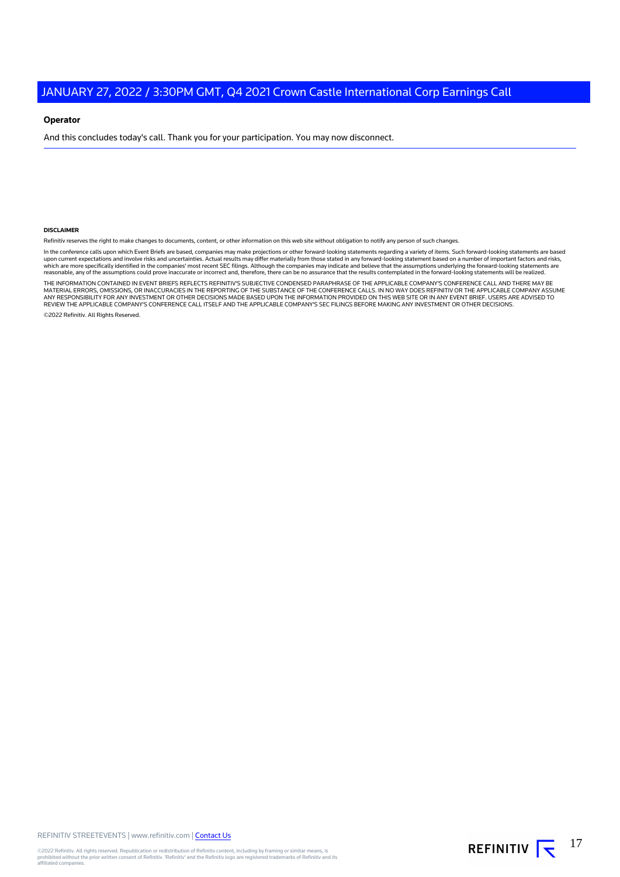**Operator**

And this concludes today's call. Thank you for your participation. You may now disconnect.

---

**DISCLAIMER**

Refinitiv reserves the right to make changes to documents, content, or other information on this web site without obligation to notify any person of such changes.

In the conference calls upon which Event Briefs are based, companies may make projections or other forward-looking statements regarding a variety of items. Such forward-looking statements are based upon current expectations and involve risks and uncertainties. Actual results may differ materially from those stated in any forward-looking statement based on a number of important factors and risks, which are more specifically identified in the companies' most recent SEC filings. Although the companies may indicate and believe that the assumptions underlying the forward-looking statements are reasonable, any of the assumptions could prove inaccurate or incorrect and, therefore, there can be no assurance that the results contemplated in the forward-looking statements will be realized.

THE INFORMATION CONTAINED IN EVENT BRIEFS REFLECTS REFINITIV'S SUBJECTIVE CONDENSED PARAPHRASE OF THE APPLICABLE COMPANY'S CONFERENCE CALL AND THERE MAY BE MATERIAL ERRORS, OMISSIONS, OR INACCURACIES IN THE REPORTING OF THE SUBSTANCE OF THE CONFERENCE CALLS. IN NO WAY DOES REFINITIV OR THE APPLICABLE COMPANY ASSUME ANY RESPONSIBILITY FOR ANY INVESTMENT OR OTHER DECISIONS MADE BASED UPON THE INFORMATION PROVIDED ON THIS WEB SITE OR IN ANY EVENT BRIEF. USERS ARE ADVISED TO REVIEW THE APPLICABLE COMPANY'S CONFERENCE CALL ITSELF AND THE APPLICABLE COMPANY'S SEC FILINGS BEFORE MAKING ANY INVESTMENT OR OTHER DECISIONS.

©2022 Refinitiv. All Rights Reserved.